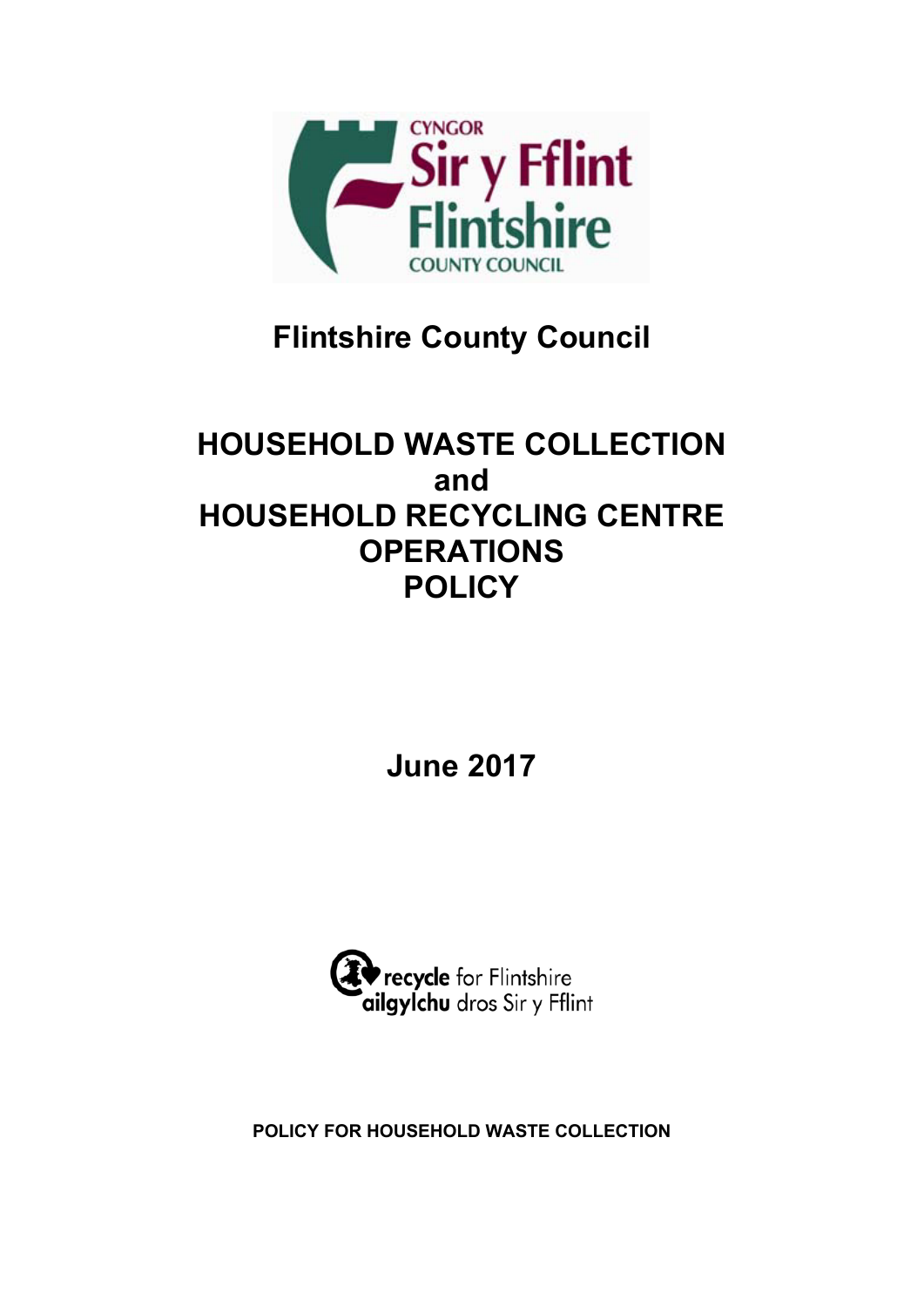# Flintshire County Council

# HOUSEHOLD WASTE COLLECTION and HOUSEHOLD RECYCLING CENTRE OPERATIONS POLICY

**June 2017**

**POLICY FOR HOUSEHOLD WASTE COLLECTION**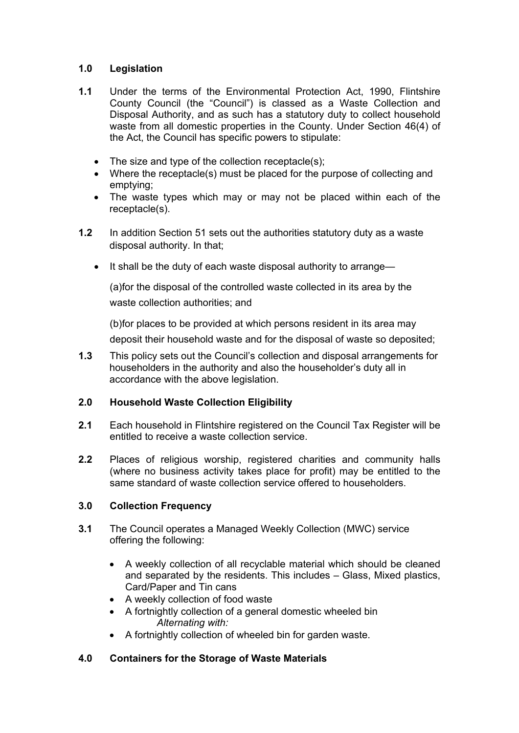## 1.0 Legislation

**1.1** Under the terms of the Environmental Protection Act, 1990, Flintshire County Council (the "Council") is classed as a Waste Collection and Disposal Authority, and as such has a statutory duty to collect household waste from all domestic properties in the County. Under Section 46(4) of the Act, the Council has specific powers to stipulate:

- The size and type of the collection receptacle(s);
- Where the receptacle(s) must be placed for the purpose of collecting and emptying;
- The waste types which may or may not be placed within each of the receptacle(s).

**1.2** In addition Section 51 sets out the authorities statutory duty as a waste disposal authority. In that;

- It shall be the duty of each waste disposal authority to arrange—

  (a)for the disposal of the controlled waste collected in its area by the waste collection authorities; and

  (b)for places to be provided at which persons resident in its area may deposit their household waste and for the disposal of waste so deposited;

**1.3** This policy sets out the Council's collection and disposal arrangements for householders in the authority and also the householder's duty all in accordance with the above legislation.

## 2.0 Household Waste Collection Eligibility

**2.1** Each household in Flintshire registered on the Council Tax Register will be entitled to receive a waste collection service.

**2.2** Places of religious worship, registered charities and community halls (where no business activity takes place for profit) may be entitled to the same standard of waste collection service offered to householders.

## 3.0 Collection Frequency

**3.1** The Council operates a Managed Weekly Collection (MWC) service offering the following:

- A weekly collection of all recyclable material which should be cleaned and separated by the residents. This includes – Glass, Mixed plastics, Card/Paper and Tin cans
- A weekly collection of food waste
- A fortnightly collection of a general domestic wheeled bin
  *Alternating with:*
- A fortnightly collection of wheeled bin for garden waste.

## 4.0 Containers for the Storage of Waste Materials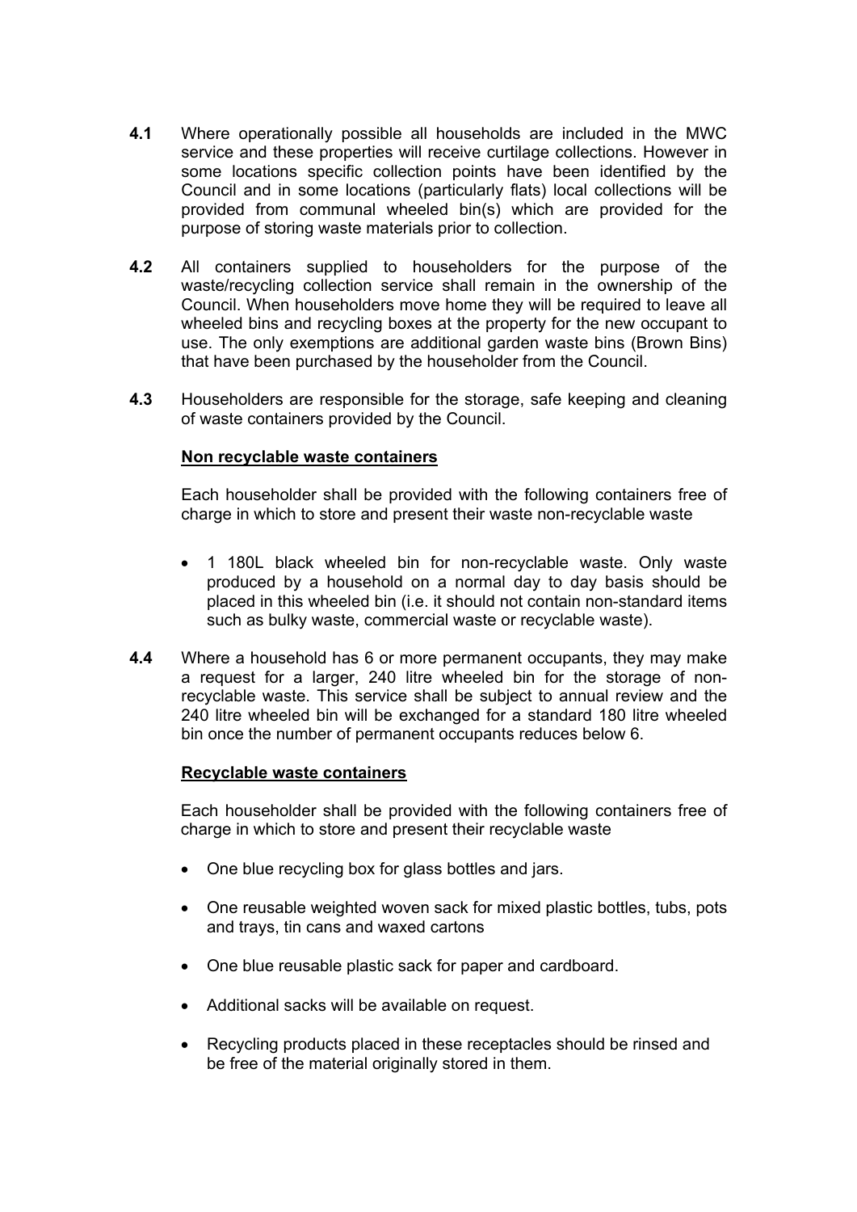**4.1** Where operationally possible all households are included in the MWC service and these properties will receive curtilage collections. However in some locations specific collection points have been identified by the Council and in some locations (particularly flats) local collections will be provided from communal wheeled bin(s) which are provided for the purpose of storing waste materials prior to collection.

**4.2** All containers supplied to householders for the purpose of the waste/recycling collection service shall remain in the ownership of the Council. When householders move home they will be required to leave all wheeled bins and recycling boxes at the property for the new occupant to use. The only exemptions are additional garden waste bins (Brown Bins) that have been purchased by the householder from the Council.

**4.3** Householders are responsible for the storage, safe keeping and cleaning of waste containers provided by the Council.

**Non recyclable waste containers**

Each householder shall be provided with the following containers free of charge in which to store and present their waste non-recyclable waste

- 1 180L black wheeled bin for non-recyclable waste. Only waste produced by a household on a normal day to day basis should be placed in this wheeled bin (i.e. it should not contain non-standard items such as bulky waste, commercial waste or recyclable waste).

**4.4** Where a household has 6 or more permanent occupants, they may make a request for a larger, 240 litre wheeled bin for the storage of non-recyclable waste. This service shall be subject to annual review and the 240 litre wheeled bin will be exchanged for a standard 180 litre wheeled bin once the number of permanent occupants reduces below 6.

**Recyclable waste containers**

Each householder shall be provided with the following containers free of charge in which to store and present their recyclable waste

- One blue recycling box for glass bottles and jars.
- One reusable weighted woven sack for mixed plastic bottles, tubs, pots and trays, tin cans and waxed cartons
- One blue reusable plastic sack for paper and cardboard.
- Additional sacks will be available on request.
- Recycling products placed in these receptacles should be rinsed and be free of the material originally stored in them.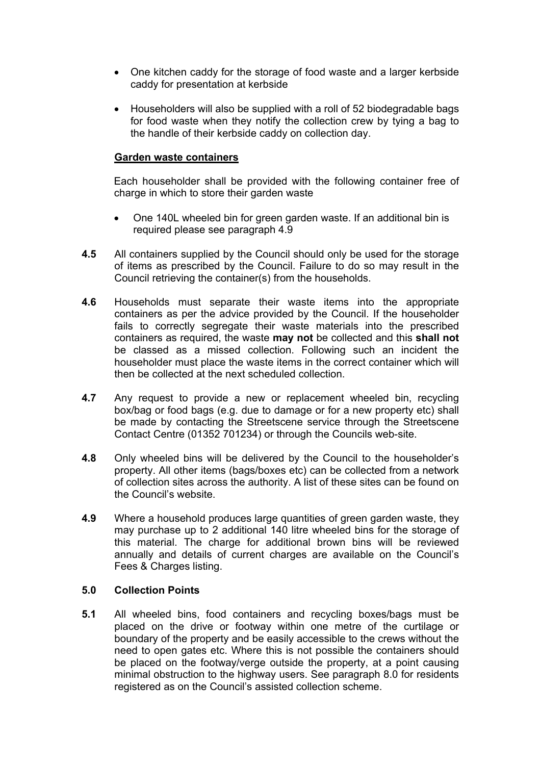- One kitchen caddy for the storage of food waste and a larger kerbside caddy for presentation at kerbside

- Householders will also be supplied with a roll of 52 biodegradable bags for food waste when they notify the collection crew by tying a bag to the handle of their kerbside caddy on collection day.

**Garden waste containers**

Each householder shall be provided with the following container free of charge in which to store their garden waste

- One 140L wheeled bin for green garden waste. If an additional bin is required please see paragraph 4.9

**4.5** All containers supplied by the Council should only be used for the storage of items as prescribed by the Council. Failure to do so may result in the Council retrieving the container(s) from the households.

**4.6** Households must separate their waste items into the appropriate containers as per the advice provided by the Council. If the householder fails to correctly segregate their waste materials into the prescribed containers as required, the waste **may not** be collected and this **shall not** be classed as a missed collection. Following such an incident the householder must place the waste items in the correct container which will then be collected at the next scheduled collection.

**4.7** Any request to provide a new or replacement wheeled bin, recycling box/bag or food bags (e.g. due to damage or for a new property etc) shall be made by contacting the Streetscene service through the Streetscene Contact Centre (01352 701234) or through the Councils web-site.

**4.8** Only wheeled bins will be delivered by the Council to the householder's property. All other items (bags/boxes etc) can be collected from a network of collection sites across the authority. A list of these sites can be found on the Council's website.

**4.9** Where a household produces large quantities of green garden waste, they may purchase up to 2 additional 140 litre wheeled bins for the storage of this material. The charge for additional brown bins will be reviewed annually and details of current charges are available on the Council's Fees & Charges listing.

## 5.0 Collection Points

**5.1** All wheeled bins, food containers and recycling boxes/bags must be placed on the drive or footway within one metre of the curtilage or boundary of the property and be easily accessible to the crews without the need to open gates etc. Where this is not possible the containers should be placed on the footway/verge outside the property, at a point causing minimal obstruction to the highway users. See paragraph 8.0 for residents registered as on the Council's assisted collection scheme.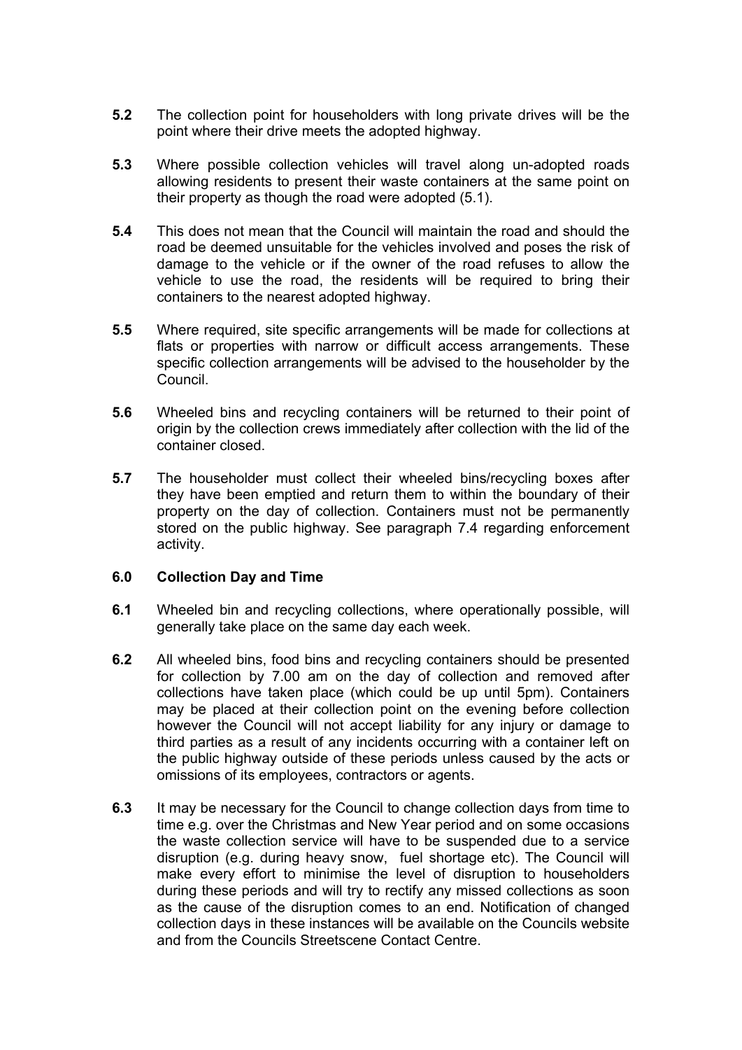**5.2** The collection point for householders with long private drives will be the point where their drive meets the adopted highway.

**5.3** Where possible collection vehicles will travel along un-adopted roads allowing residents to present their waste containers at the same point on their property as though the road were adopted (5.1).

**5.4** This does not mean that the Council will maintain the road and should the road be deemed unsuitable for the vehicles involved and poses the risk of damage to the vehicle or if the owner of the road refuses to allow the vehicle to use the road, the residents will be required to bring their containers to the nearest adopted highway.

**5.5** Where required, site specific arrangements will be made for collections at flats or properties with narrow or difficult access arrangements. These specific collection arrangements will be advised to the householder by the Council.

**5.6** Wheeled bins and recycling containers will be returned to their point of origin by the collection crews immediately after collection with the lid of the container closed.

**5.7** The householder must collect their wheeled bins/recycling boxes after they have been emptied and return them to within the boundary of their property on the day of collection. Containers must not be permanently stored on the public highway. See paragraph 7.4 regarding enforcement activity.

## 6.0 Collection Day and Time

**6.1** Wheeled bin and recycling collections, where operationally possible, will generally take place on the same day each week.

**6.2** All wheeled bins, food bins and recycling containers should be presented for collection by 7.00 am on the day of collection and removed after collections have taken place (which could be up until 5pm). Containers may be placed at their collection point on the evening before collection however the Council will not accept liability for any injury or damage to third parties as a result of any incidents occurring with a container left on the public highway outside of these periods unless caused by the acts or omissions of its employees, contractors or agents.

**6.3** It may be necessary for the Council to change collection days from time to time e.g. over the Christmas and New Year period and on some occasions the waste collection service will have to be suspended due to a service disruption (e.g. during heavy snow, fuel shortage etc). The Council will make every effort to minimise the level of disruption to householders during these periods and will try to rectify any missed collections as soon as the cause of the disruption comes to an end. Notification of changed collection days in these instances will be available on the Councils website and from the Councils Streetscene Contact Centre.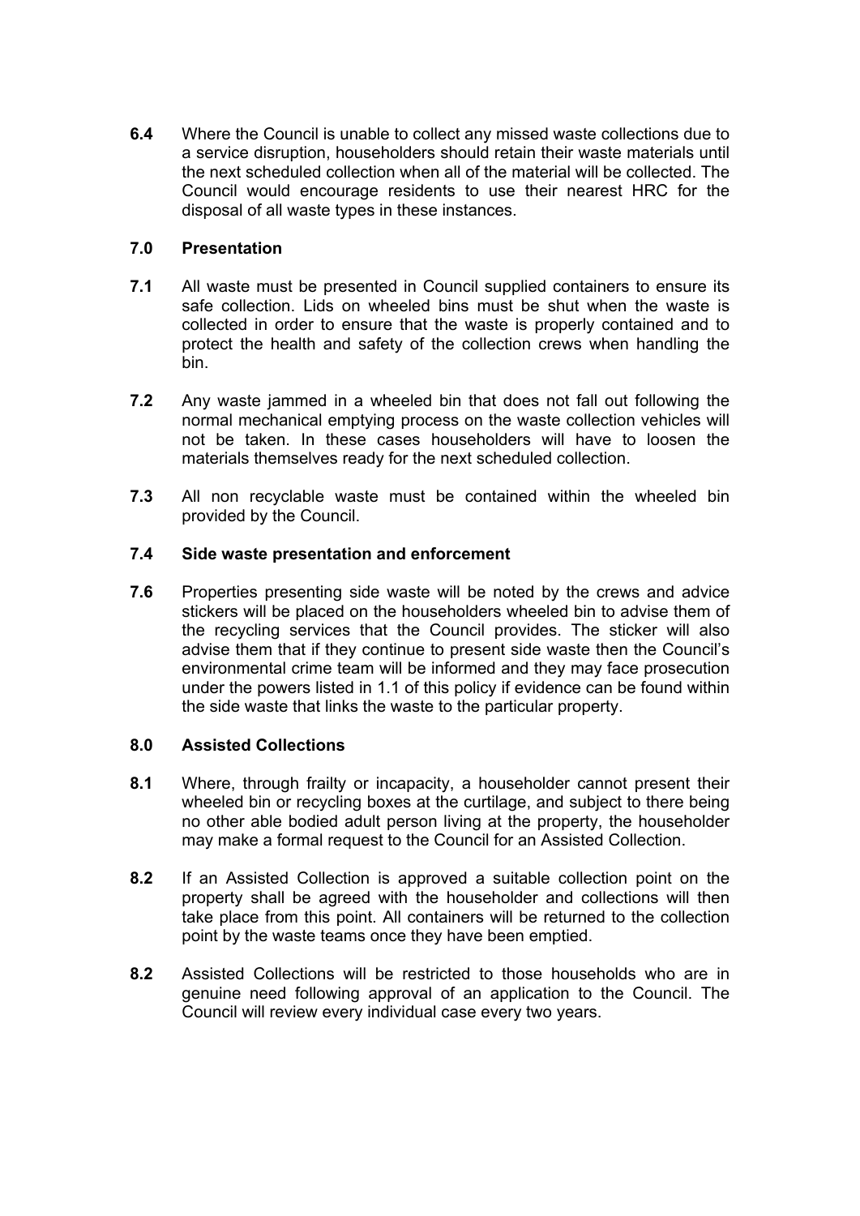**6.4** Where the Council is unable to collect any missed waste collections due to a service disruption, householders should retain their waste materials until the next scheduled collection when all of the material will be collected. The Council would encourage residents to use their nearest HRC for the disposal of all waste types in these instances.

## 7.0 Presentation

**7.1** All waste must be presented in Council supplied containers to ensure its safe collection. Lids on wheeled bins must be shut when the waste is collected in order to ensure that the waste is properly contained and to protect the health and safety of the collection crews when handling the bin.

**7.2** Any waste jammed in a wheeled bin that does not fall out following the normal mechanical emptying process on the waste collection vehicles will not be taken. In these cases householders will have to loosen the materials themselves ready for the next scheduled collection.

**7.3** All non recyclable waste must be contained within the wheeled bin provided by the Council.

### 7.4 Side waste presentation and enforcement

**7.6** Properties presenting side waste will be noted by the crews and advice stickers will be placed on the householders wheeled bin to advise them of the recycling services that the Council provides. The sticker will also advise them that if they continue to present side waste then the Council's environmental crime team will be informed and they may face prosecution under the powers listed in 1.1 of this policy if evidence can be found within the side waste that links the waste to the particular property.

## 8.0 Assisted Collections

**8.1** Where, through frailty or incapacity, a householder cannot present their wheeled bin or recycling boxes at the curtilage, and subject to there being no other able bodied adult person living at the property, the householder may make a formal request to the Council for an Assisted Collection.

**8.2** If an Assisted Collection is approved a suitable collection point on the property shall be agreed with the householder and collections will then take place from this point. All containers will be returned to the collection point by the waste teams once they have been emptied.

**8.2** Assisted Collections will be restricted to those households who are in genuine need following approval of an application to the Council. The Council will review every individual case every two years.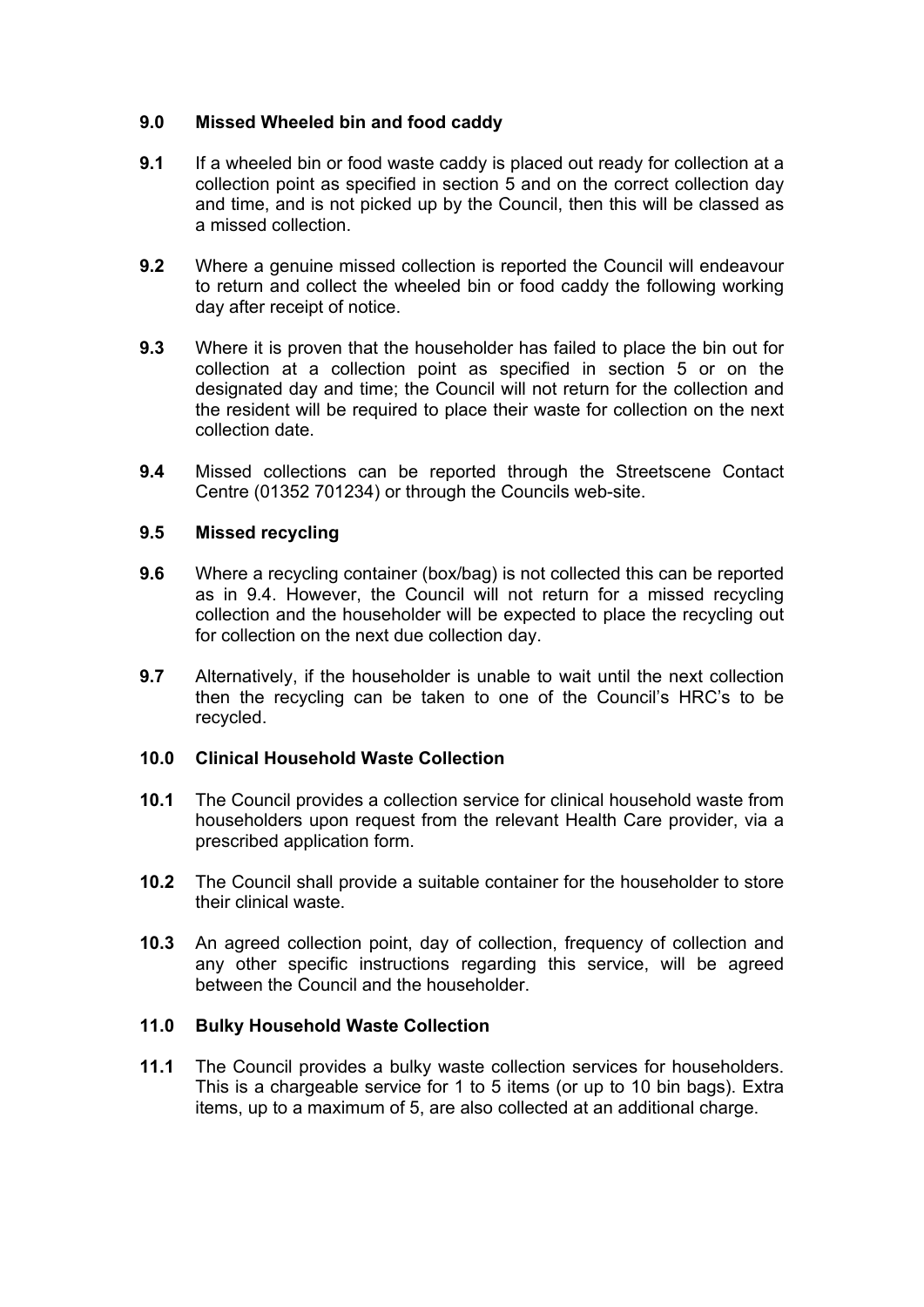## 9.0 Missed Wheeled bin and food caddy

**9.1** If a wheeled bin or food waste caddy is placed out ready for collection at a collection point as specified in section 5 and on the correct collection day and time, and is not picked up by the Council, then this will be classed as a missed collection.

**9.2** Where a genuine missed collection is reported the Council will endeavour to return and collect the wheeled bin or food caddy the following working day after receipt of notice.

**9.3** Where it is proven that the householder has failed to place the bin out for collection at a collection point as specified in section 5 or on the designated day and time; the Council will not return for the collection and the resident will be required to place their waste for collection on the next collection date.

**9.4** Missed collections can be reported through the Streetscene Contact Centre (01352 701234) or through the Councils web-site.

## 9.5 Missed recycling

**9.6** Where a recycling container (box/bag) is not collected this can be reported as in 9.4. However, the Council will not return for a missed recycling collection and the householder will be expected to place the recycling out for collection on the next due collection day.

**9.7** Alternatively, if the householder is unable to wait until the next collection then the recycling can be taken to one of the Council's HRC's to be recycled.

## 10.0 Clinical Household Waste Collection

**10.1** The Council provides a collection service for clinical household waste from householders upon request from the relevant Health Care provider, via a prescribed application form.

**10.2** The Council shall provide a suitable container for the householder to store their clinical waste.

**10.3** An agreed collection point, day of collection, frequency of collection and any other specific instructions regarding this service, will be agreed between the Council and the householder.

## 11.0 Bulky Household Waste Collection

**11.1** The Council provides a bulky waste collection services for householders. This is a chargeable service for 1 to 5 items (or up to 10 bin bags). Extra items, up to a maximum of 5, are also collected at an additional charge.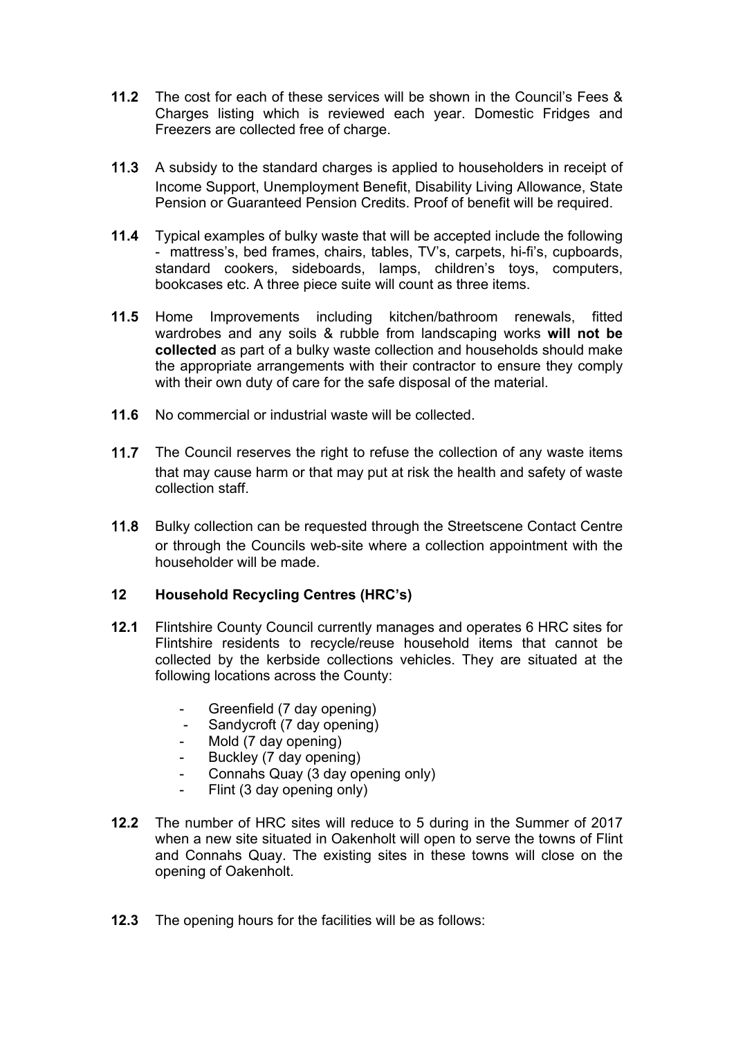**11.2** The cost for each of these services will be shown in the Council's Fees & Charges listing which is reviewed each year. Domestic Fridges and Freezers are collected free of charge.

**11.3** A subsidy to the standard charges is applied to householders in receipt of Income Support, Unemployment Benefit, Disability Living Allowance, State Pension or Guaranteed Pension Credits. Proof of benefit will be required.

**11.4** Typical examples of bulky waste that will be accepted include the following - mattress's, bed frames, chairs, tables, TV's, carpets, hi-fi's, cupboards, standard cookers, sideboards, lamps, children's toys, computers, bookcases etc. A three piece suite will count as three items.

**11.5** Home Improvements including kitchen/bathroom renewals, fitted wardrobes and any soils & rubble from landscaping works **will not be collected** as part of a bulky waste collection and households should make the appropriate arrangements with their contractor to ensure they comply with their own duty of care for the safe disposal of the material.

**11.6** No commercial or industrial waste will be collected.

**11.7** The Council reserves the right to refuse the collection of any waste items that may cause harm or that may put at risk the health and safety of waste collection staff.

**11.8** Bulky collection can be requested through the Streetscene Contact Centre or through the Councils web-site where a collection appointment with the householder will be made.

## 12 Household Recycling Centres (HRC's)

**12.1** Flintshire County Council currently manages and operates 6 HRC sites for Flintshire residents to recycle/reuse household items that cannot be collected by the kerbside collections vehicles. They are situated at the following locations across the County:

- Greenfield (7 day opening)
- Sandycroft (7 day opening)
- Mold (7 day opening)
- Buckley (7 day opening)
- Connahs Quay (3 day opening only)
- Flint (3 day opening only)

**12.2** The number of HRC sites will reduce to 5 during in the Summer of 2017 when a new site situated in Oakenholt will open to serve the towns of Flint and Connahs Quay. The existing sites in these towns will close on the opening of Oakenholt.

**12.3** The opening hours for the facilities will be as follows: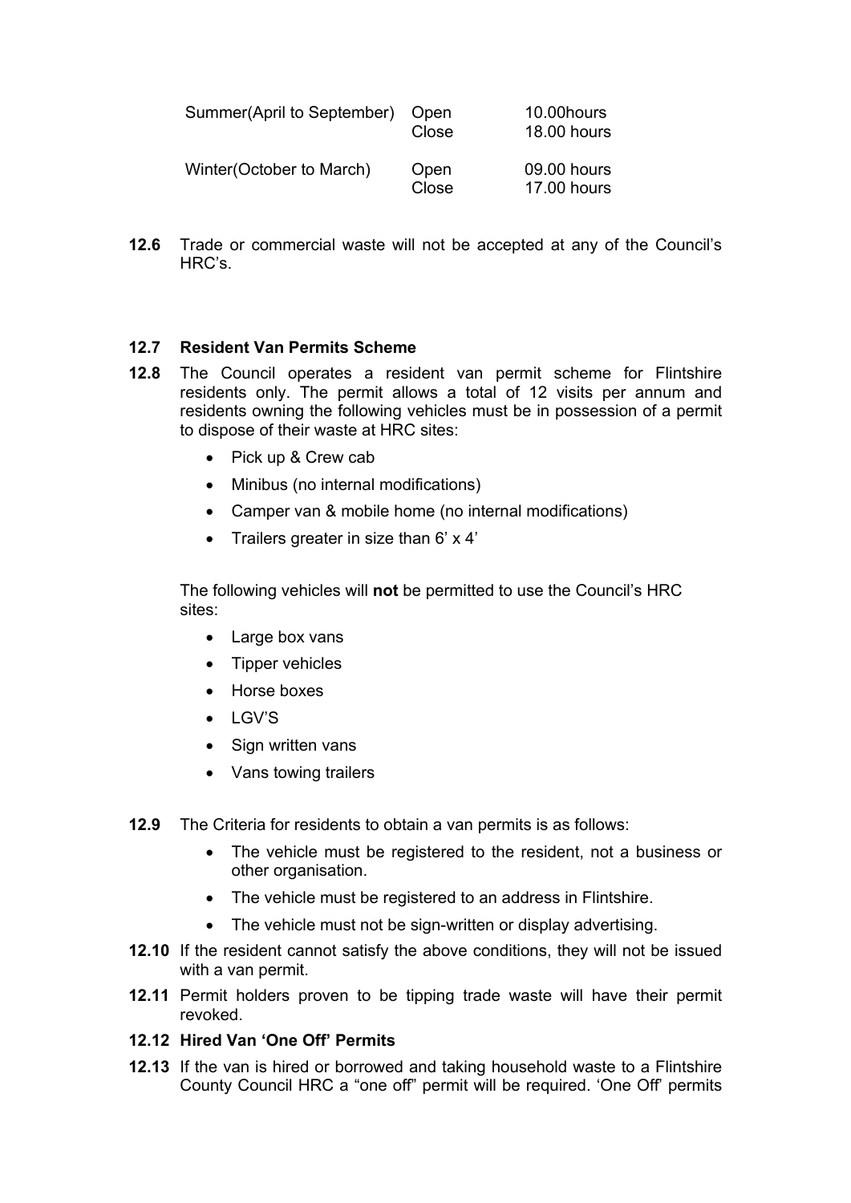| | | |
|---|---|---|
| Summer(April to September) | Open | 10.00hours |
| | Close | 18.00 hours |
| Winter(October to March) | Open | 09.00 hours |
| | Close | 17.00 hours |

**12.6** Trade or commercial waste will not be accepted at any of the Council's HRC's.

**12.7 Resident Van Permits Scheme**

**12.8** The Council operates a resident van permit scheme for Flintshire residents only. The permit allows a total of 12 visits per annum and residents owning the following vehicles must be in possession of a permit to dispose of their waste at HRC sites:

- Pick up & Crew cab
- Minibus (no internal modifications)
- Camper van & mobile home (no internal modifications)
- Trailers greater in size than 6' x 4'

The following vehicles will **not** be permitted to use the Council's HRC sites:

- Large box vans
- Tipper vehicles
- Horse boxes
- LGV'S
- Sign written vans
- Vans towing trailers

**12.9** The Criteria for residents to obtain a van permits is as follows:

- The vehicle must be registered to the resident, not a business or other organisation.
- The vehicle must be registered to an address in Flintshire.
- The vehicle must not be sign-written or display advertising.

**12.10** If the resident cannot satisfy the above conditions, they will not be issued with a van permit.

**12.11** Permit holders proven to be tipping trade waste will have their permit revoked.

**12.12 Hired Van 'One Off' Permits**

**12.13** If the van is hired or borrowed and taking household waste to a Flintshire County Council HRC a "one off" permit will be required. 'One Off' permits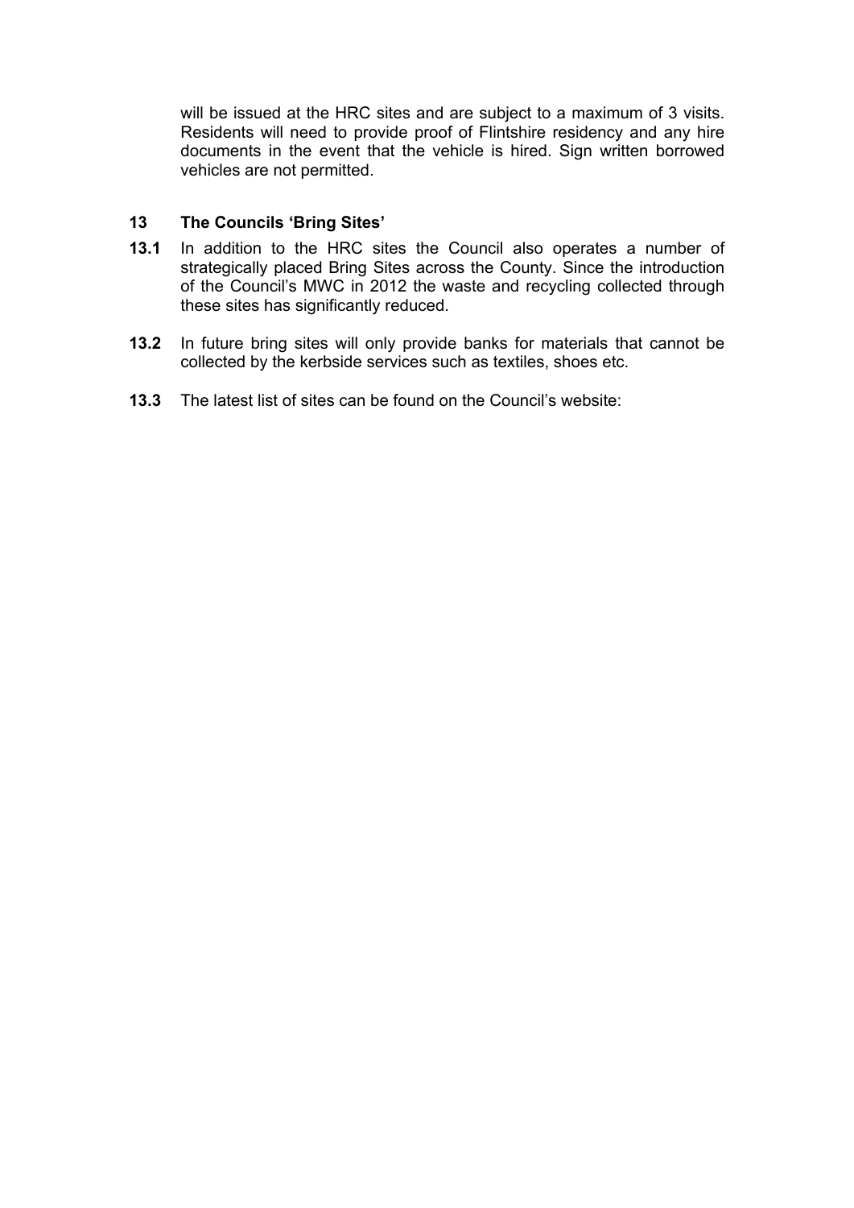will be issued at the HRC sites and are subject to a maximum of 3 visits. Residents will need to provide proof of Flintshire residency and any hire documents in the event that the vehicle is hired. Sign written borrowed vehicles are not permitted.

## 13 The Councils 'Bring Sites'

**13.1** In addition to the HRC sites the Council also operates a number of strategically placed Bring Sites across the County. Since the introduction of the Council's MWC in 2012 the waste and recycling collected through these sites has significantly reduced.

**13.2** In future bring sites will only provide banks for materials that cannot be collected by the kerbside services such as textiles, shoes etc.

**13.3** The latest list of sites can be found on the Council's website: